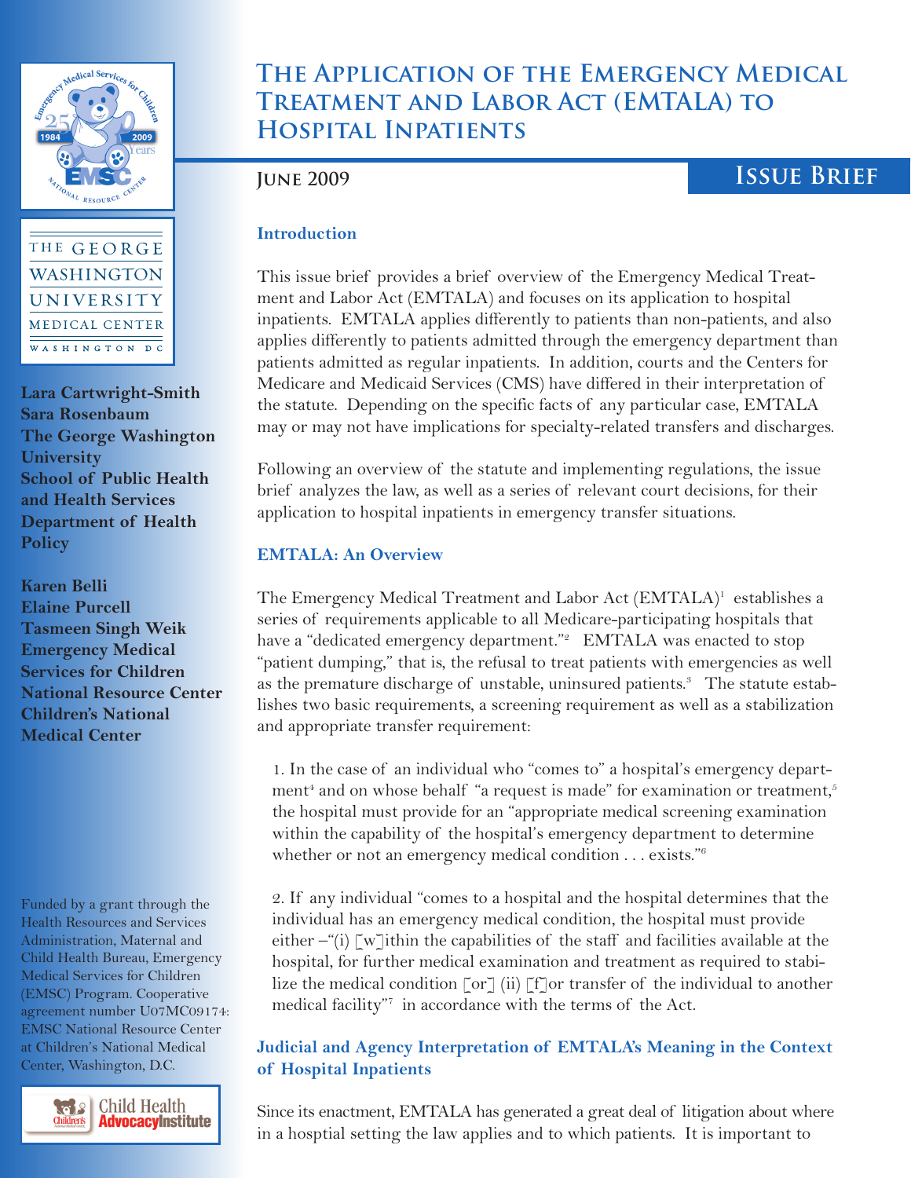# The Application of the Emergency Medical Treatment and Labor Act (EMTALA) to Hospital Inpatients

**June 2009**

**Issue Brief**

**Lara Cartwright-Smith**
**Sara Rosenbaum**
**The George Washington University School of Public Health and Health Services Department of Health Policy**

**Karen Belli**
**Elaine Purcell**
**Tasmeen Singh Weik**
**Emergency Medical Services for Children National Resource Center Children's National Medical Center**

Funded by a grant through the Health Resources and Services Administration, Maternal and Child Health Bureau, Emergency Medical Services for Children (EMSC) Program. Cooperative agreement number U07MC09174: EMSC National Resource Center at Children's National Medical Center, Washington, D.C.

### Introduction

This issue brief provides a brief overview of the Emergency Medical Treatment and Labor Act (EMTALA) and focuses on its application to hospital inpatients. EMTALA applies differently to patients than non-patients, and also applies differently to patients admitted through the emergency department than patients admitted as regular inpatients. In addition, courts and the Centers for Medicare and Medicaid Services (CMS) have differed in their interpretation of the statute. Depending on the specific facts of any particular case, EMTALA may or may not have implications for specialty-related transfers and discharges.

Following an overview of the statute and implementing regulations, the issue brief analyzes the law, as well as a series of relevant court decisions, for their application to hospital inpatients in emergency transfer situations.

### EMTALA: An Overview

The Emergency Medical Treatment and Labor Act (EMTALA)[1] establishes a series of requirements applicable to all Medicare-participating hospitals that have a "dedicated emergency department."[2] EMTALA was enacted to stop "patient dumping," that is, the refusal to treat patients with emergencies as well as the premature discharge of unstable, uninsured patients.[3] The statute establishes two basic requirements, a screening requirement as well as a stabilization and appropriate transfer requirement:

1. In the case of an individual who "comes to" a hospital's emergency department[4] and on whose behalf "a request is made" for examination or treatment,[5] the hospital must provide for an "appropriate medical screening examination within the capability of the hospital's emergency department to determine whether or not an emergency medical condition . . . exists."[6]

2. If any individual "comes to a hospital and the hospital determines that the individual has an emergency medical condition, the hospital must provide either –"(i) [w]ithin the capabilities of the staff and facilities available at the hospital, for further medical examination and treatment as required to stabilize the medical condition [or] (ii) [f]or transfer of the individual to another medical facility"[7] in accordance with the terms of the Act.

### Judicial and Agency Interpretation of EMTALA's Meaning in the Context of Hospital Inpatients

Since its enactment, EMTALA has generated a great deal of litigation about where in a hosptial setting the law applies and to which patients. It is important to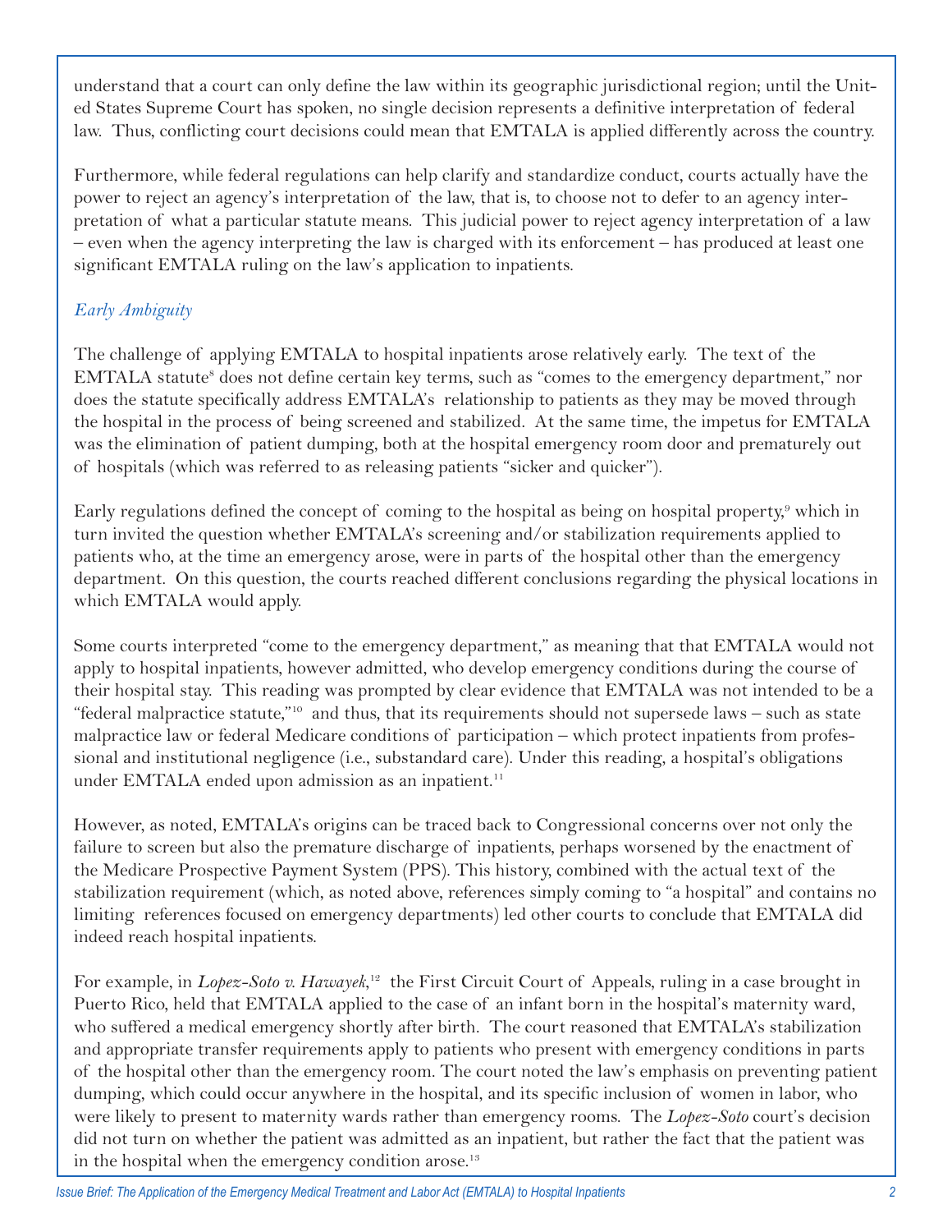understand that a court can only define the law within its geographic jurisdictional region; until the United States Supreme Court has spoken, no single decision represents a definitive interpretation of federal law. Thus, conflicting court decisions could mean that EMTALA is applied differently across the country.

Furthermore, while federal regulations can help clarify and standardize conduct, courts actually have the power to reject an agency's interpretation of the law, that is, to choose not to defer to an agency interpretation of what a particular statute means. This judicial power to reject agency interpretation of a law – even when the agency interpreting the law is charged with its enforcement – has produced at least one significant EMTALA ruling on the law's application to inpatients.

### *Early Ambiguity*

The challenge of applying EMTALA to hospital inpatients arose relatively early. The text of the EMTALA statute[8] does not define certain key terms, such as "comes to the emergency department," nor does the statute specifically address EMTALA's relationship to patients as they may be moved through the hospital in the process of being screened and stabilized. At the same time, the impetus for EMTALA was the elimination of patient dumping, both at the hospital emergency room door and prematurely out of hospitals (which was referred to as releasing patients "sicker and quicker").

Early regulations defined the concept of coming to the hospital as being on hospital property,[9] which in turn invited the question whether EMTALA's screening and/or stabilization requirements applied to patients who, at the time an emergency arose, were in parts of the hospital other than the emergency department. On this question, the courts reached different conclusions regarding the physical locations in which EMTALA would apply.

Some courts interpreted "come to the emergency department," as meaning that that EMTALA would not apply to hospital inpatients, however admitted, who develop emergency conditions during the course of their hospital stay. This reading was prompted by clear evidence that EMTALA was not intended to be a "federal malpractice statute,"[10] and thus, that its requirements should not supersede laws – such as state malpractice law or federal Medicare conditions of participation – which protect inpatients from professional and institutional negligence (i.e., substandard care). Under this reading, a hospital's obligations under EMTALA ended upon admission as an inpatient.[11]

However, as noted, EMTALA's origins can be traced back to Congressional concerns over not only the failure to screen but also the premature discharge of inpatients, perhaps worsened by the enactment of the Medicare Prospective Payment System (PPS). This history, combined with the actual text of the stabilization requirement (which, as noted above, references simply coming to "a hospital" and contains no limiting references focused on emergency departments) led other courts to conclude that EMTALA did indeed reach hospital inpatients.

For example, in *Lopez-Soto v. Hawayek,*[12] the First Circuit Court of Appeals, ruling in a case brought in Puerto Rico, held that EMTALA applied to the case of an infant born in the hospital's maternity ward, who suffered a medical emergency shortly after birth. The court reasoned that EMTALA's stabilization and appropriate transfer requirements apply to patients who present with emergency conditions in parts of the hospital other than the emergency room. The court noted the law's emphasis on preventing patient dumping, which could occur anywhere in the hospital, and its specific inclusion of women in labor, who were likely to present to maternity wards rather than emergency rooms. The *Lopez-Soto* court's decision did not turn on whether the patient was admitted as an inpatient, but rather the fact that the patient was in the hospital when the emergency condition arose.[13]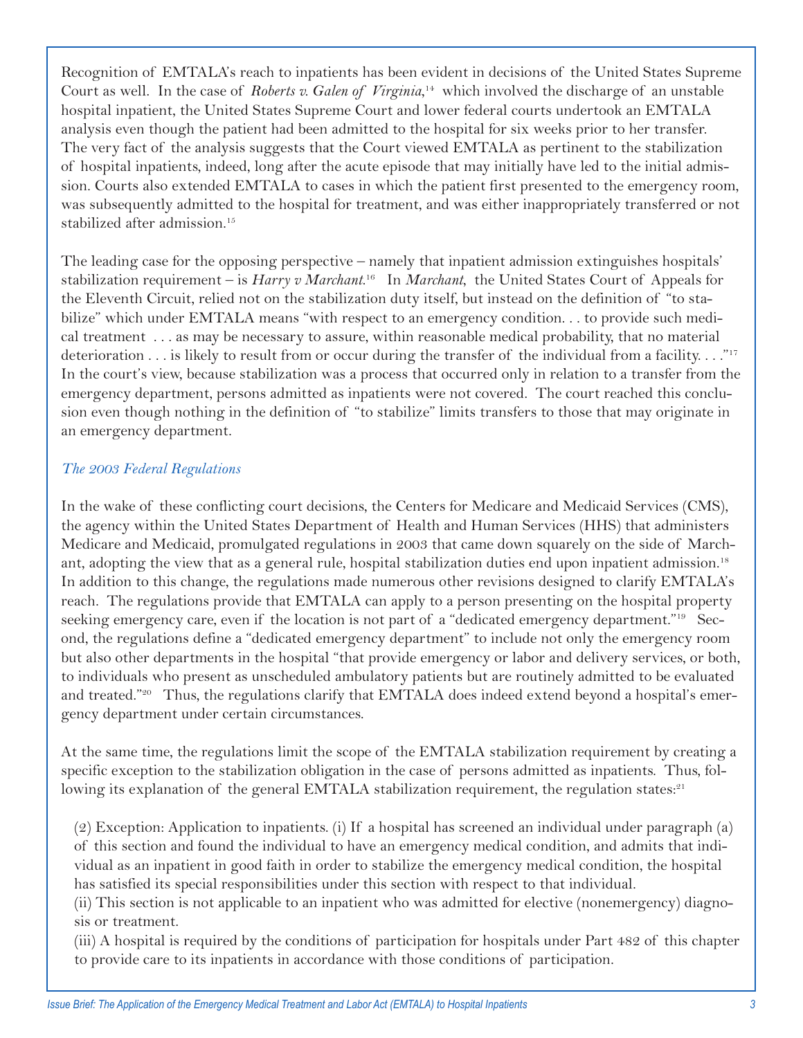Recognition of EMTALA's reach to inpatients has been evident in decisions of the United States Supreme Court as well. In the case of *Roberts v. Galen of Virginia*,[14] which involved the discharge of an unstable hospital inpatient, the United States Supreme Court and lower federal courts undertook an EMTALA analysis even though the patient had been admitted to the hospital for six weeks prior to her transfer. The very fact of the analysis suggests that the Court viewed EMTALA as pertinent to the stabilization of hospital inpatients, indeed, long after the acute episode that may initially have led to the initial admission. Courts also extended EMTALA to cases in which the patient first presented to the emergency room, was subsequently admitted to the hospital for treatment, and was either inappropriately transferred or not stabilized after admission.[15]

The leading case for the opposing perspective – namely that inpatient admission extinguishes hospitals' stabilization requirement – is *Harry v Marchant*.[16] In *Marchant*, the United States Court of Appeals for the Eleventh Circuit, relied not on the stabilization duty itself, but instead on the definition of "to stabilize" which under EMTALA means "with respect to an emergency condition. . . to provide such medical treatment . . . as may be necessary to assure, within reasonable medical probability, that no material deterioration . . . is likely to result from or occur during the transfer of the individual from a facility. . . ."[17] In the court's view, because stabilization was a process that occurred only in relation to a transfer from the emergency department, persons admitted as inpatients were not covered. The court reached this conclusion even though nothing in the definition of "to stabilize" limits transfers to those that may originate in an emergency department.

### *The 2003 Federal Regulations*

In the wake of these conflicting court decisions, the Centers for Medicare and Medicaid Services (CMS), the agency within the United States Department of Health and Human Services (HHS) that administers Medicare and Medicaid, promulgated regulations in 2003 that came down squarely on the side of Marchant, adopting the view that as a general rule, hospital stabilization duties end upon inpatient admission.[18] In addition to this change, the regulations made numerous other revisions designed to clarify EMTALA's reach. The regulations provide that EMTALA can apply to a person presenting on the hospital property seeking emergency care, even if the location is not part of a "dedicated emergency department."[19] Second, the regulations define a "dedicated emergency department" to include not only the emergency room but also other departments in the hospital "that provide emergency or labor and delivery services, or both, to individuals who present as unscheduled ambulatory patients but are routinely admitted to be evaluated and treated."[20] Thus, the regulations clarify that EMTALA does indeed extend beyond a hospital's emergency department under certain circumstances.

At the same time, the regulations limit the scope of the EMTALA stabilization requirement by creating a specific exception to the stabilization obligation in the case of persons admitted as inpatients. Thus, following its explanation of the general EMTALA stabilization requirement, the regulation states:[21]

> (2) Exception: Application to inpatients. (i) If a hospital has screened an individual under paragraph (a) of this section and found the individual to have an emergency medical condition, and admits that individual as an inpatient in good faith in order to stabilize the emergency medical condition, the hospital has satisfied its special responsibilities under this section with respect to that individual.
> (ii) This section is not applicable to an inpatient who was admitted for elective (nonemergency) diagnosis or treatment.
> (iii) A hospital is required by the conditions of participation for hospitals under Part 482 of this chapter to provide care to its inpatients in accordance with those conditions of participation.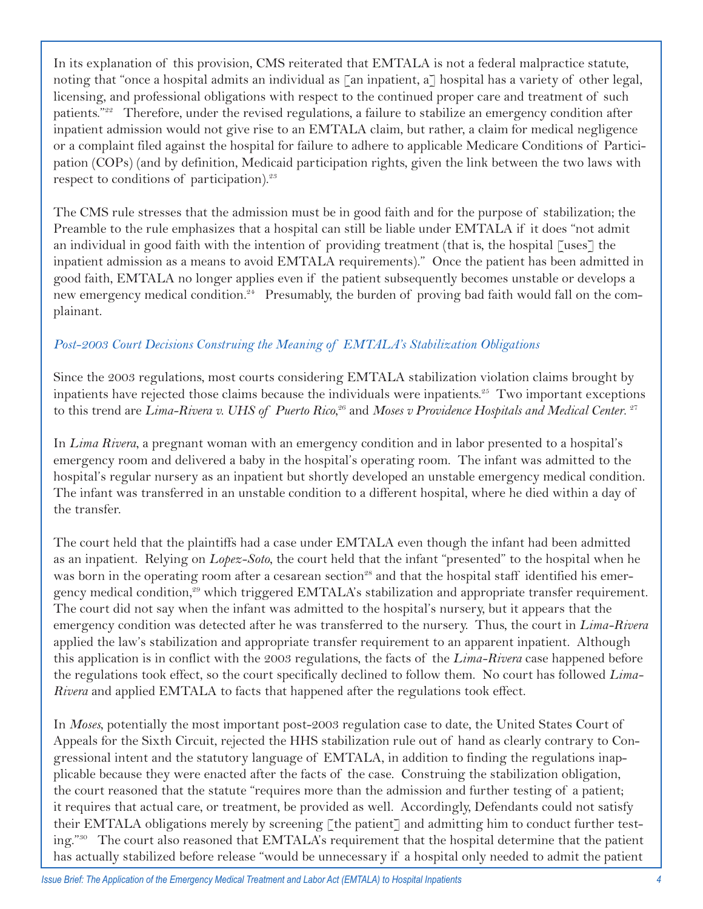In its explanation of this provision, CMS reiterated that EMTALA is not a federal malpractice statute, noting that "once a hospital admits an individual as [an inpatient, a] hospital has a variety of other legal, licensing, and professional obligations with respect to the continued proper care and treatment of such patients."[22] Therefore, under the revised regulations, a failure to stabilize an emergency condition after inpatient admission would not give rise to an EMTALA claim, but rather, a claim for medical negligence or a complaint filed against the hospital for failure to adhere to applicable Medicare Conditions of Participation (COPs) (and by definition, Medicaid participation rights, given the link between the two laws with respect to conditions of participation).[23]

The CMS rule stresses that the admission must be in good faith and for the purpose of stabilization; the Preamble to the rule emphasizes that a hospital can still be liable under EMTALA if it does "not admit an individual in good faith with the intention of providing treatment (that is, the hospital [uses] the inpatient admission as a means to avoid EMTALA requirements)." Once the patient has been admitted in good faith, EMTALA no longer applies even if the patient subsequently becomes unstable or develops a new emergency medical condition.[24] Presumably, the burden of proving bad faith would fall on the complainant.

### *Post-2003 Court Decisions Construing the Meaning of EMTALA's Stabilization Obligations*

Since the 2003 regulations, most courts considering EMTALA stabilization violation claims brought by inpatients have rejected those claims because the individuals were inpatients.[25] Two important exceptions to this trend are *Lima-Rivera v. UHS of Puerto Rico*,[26] and *Moses v Providence Hospitals and Medical Center*.[27]

In *Lima Rivera*, a pregnant woman with an emergency condition and in labor presented to a hospital's emergency room and delivered a baby in the hospital's operating room. The infant was admitted to the hospital's regular nursery as an inpatient but shortly developed an unstable emergency medical condition. The infant was transferred in an unstable condition to a different hospital, where he died within a day of the transfer.

The court held that the plaintiffs had a case under EMTALA even though the infant had been admitted as an inpatient. Relying on *Lopez-Soto*, the court held that the infant "presented" to the hospital when he was born in the operating room after a cesarean section[28] and that the hospital staff identified his emergency medical condition,[29] which triggered EMTALA's stabilization and appropriate transfer requirement. The court did not say when the infant was admitted to the hospital's nursery, but it appears that the emergency condition was detected after he was transferred to the nursery. Thus, the court in *Lima-Rivera* applied the law's stabilization and appropriate transfer requirement to an apparent inpatient. Although this application is in conflict with the 2003 regulations, the facts of the *Lima-Rivera* case happened before the regulations took effect, so the court specifically declined to follow them. No court has followed *Lima-Rivera* and applied EMTALA to facts that happened after the regulations took effect.

In *Moses*, potentially the most important post-2003 regulation case to date, the United States Court of Appeals for the Sixth Circuit, rejected the HHS stabilization rule out of hand as clearly contrary to Congressional intent and the statutory language of EMTALA, in addition to finding the regulations inapplicable because they were enacted after the facts of the case. Construing the stabilization obligation, the court reasoned that the statute "requires more than the admission and further testing of a patient; it requires that actual care, or treatment, be provided as well. Accordingly, Defendants could not satisfy their EMTALA obligations merely by screening [the patient] and admitting him to conduct further testing."[30] The court also reasoned that EMTALA's requirement that the hospital determine that the patient has actually stabilized before release "would be unnecessary if a hospital only needed to admit the patient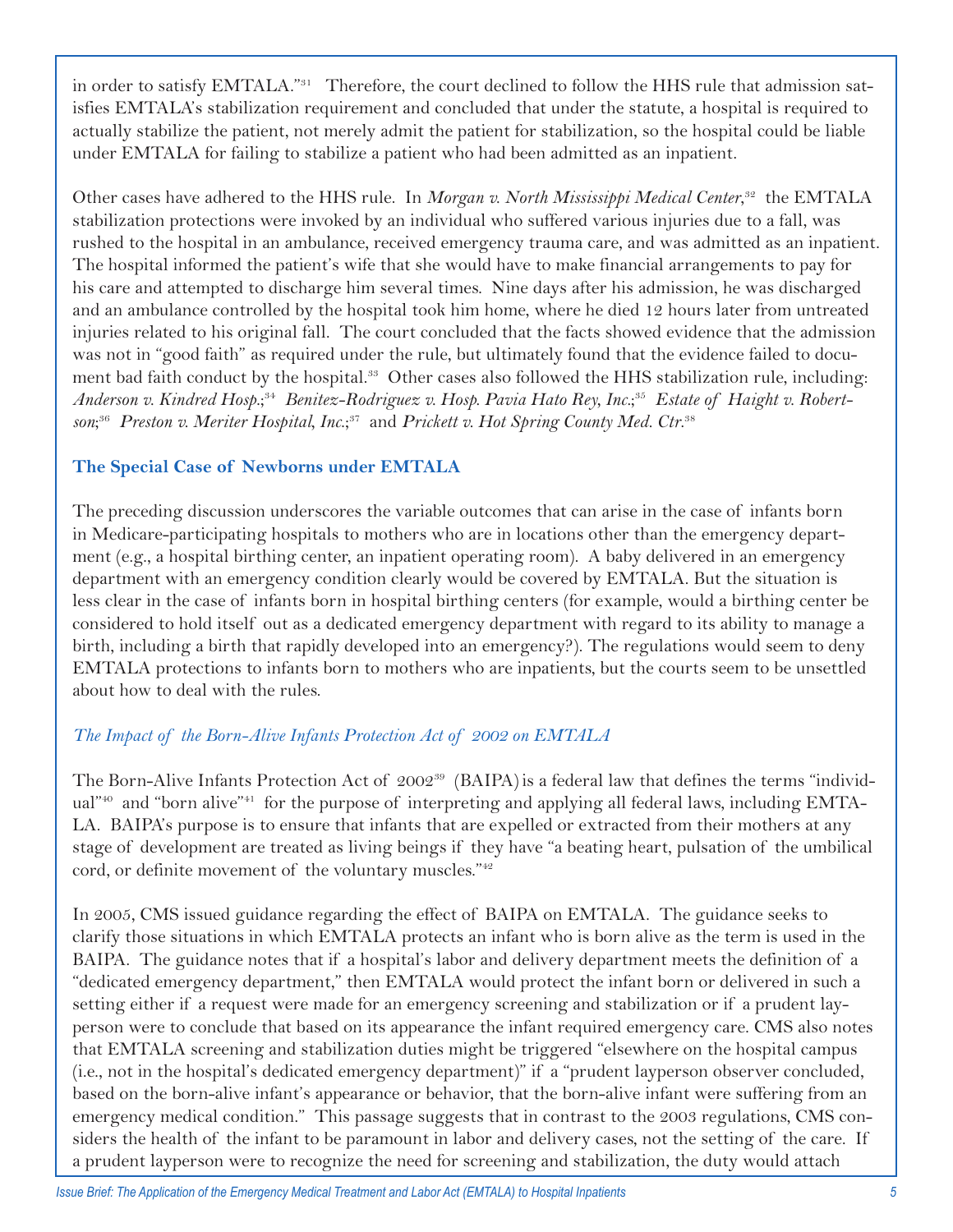in order to satisfy EMTALA."[31] Therefore, the court declined to follow the HHS rule that admission satisfies EMTALA's stabilization requirement and concluded that under the statute, a hospital is required to actually stabilize the patient, not merely admit the patient for stabilization, so the hospital could be liable under EMTALA for failing to stabilize a patient who had been admitted as an inpatient.

Other cases have adhered to the HHS rule. In *Morgan v. North Mississippi Medical Center*,[32] the EMTALA stabilization protections were invoked by an individual who suffered various injuries due to a fall, was rushed to the hospital in an ambulance, received emergency trauma care, and was admitted as an inpatient. The hospital informed the patient's wife that she would have to make financial arrangements to pay for his care and attempted to discharge him several times. Nine days after his admission, he was discharged and an ambulance controlled by the hospital took him home, where he died 12 hours later from untreated injuries related to his original fall. The court concluded that the facts showed evidence that the admission was not in "good faith" as required under the rule, but ultimately found that the evidence failed to document bad faith conduct by the hospital.[33] Other cases also followed the HHS stabilization rule, including: *Anderson v. Kindred Hosp.*;[34] *Benitez-Rodriguez v. Hosp. Pavia Hato Rey, Inc.*;[35] *Estate of Haight v. Robertson*;[36] *Preston v. Meriter Hospital, Inc.*;[37] and *Prickett v. Hot Spring County Med. Ctr.*[38]

## The Special Case of Newborns under EMTALA

The preceding discussion underscores the variable outcomes that can arise in the case of infants born in Medicare-participating hospitals to mothers who are in locations other than the emergency department (e.g., a hospital birthing center, an inpatient operating room). A baby delivered in an emergency department with an emergency condition clearly would be covered by EMTALA. But the situation is less clear in the case of infants born in hospital birthing centers (for example, would a birthing center be considered to hold itself out as a dedicated emergency department with regard to its ability to manage a birth, including a birth that rapidly developed into an emergency?). The regulations would seem to deny EMTALA protections to infants born to mothers who are inpatients, but the courts seem to be unsettled about how to deal with the rules.

### *The Impact of the Born-Alive Infants Protection Act of 2002 on EMTALA*

The Born-Alive Infants Protection Act of 2002[39] (BAIPA) is a federal law that defines the terms "individual"[40] and "born alive"[41] for the purpose of interpreting and applying all federal laws, including EMTALA. BAIPA's purpose is to ensure that infants that are expelled or extracted from their mothers at any stage of development are treated as living beings if they have "a beating heart, pulsation of the umbilical cord, or definite movement of the voluntary muscles."[42]

In 2005, CMS issued guidance regarding the effect of BAIPA on EMTALA. The guidance seeks to clarify those situations in which EMTALA protects an infant who is born alive as the term is used in the BAIPA. The guidance notes that if a hospital's labor and delivery department meets the definition of a "dedicated emergency department," then EMTALA would protect the infant born or delivered in such a setting either if a request were made for an emergency screening and stabilization or if a prudent layperson were to conclude that based on its appearance the infant required emergency care. CMS also notes that EMTALA screening and stabilization duties might be triggered "elsewhere on the hospital campus (i.e., not in the hospital's dedicated emergency department)" if a "prudent layperson observer concluded, based on the born-alive infant's appearance or behavior, that the born-alive infant were suffering from an emergency medical condition." This passage suggests that in contrast to the 2003 regulations, CMS considers the health of the infant to be paramount in labor and delivery cases, not the setting of the care. If a prudent layperson were to recognize the need for screening and stabilization, the duty would attach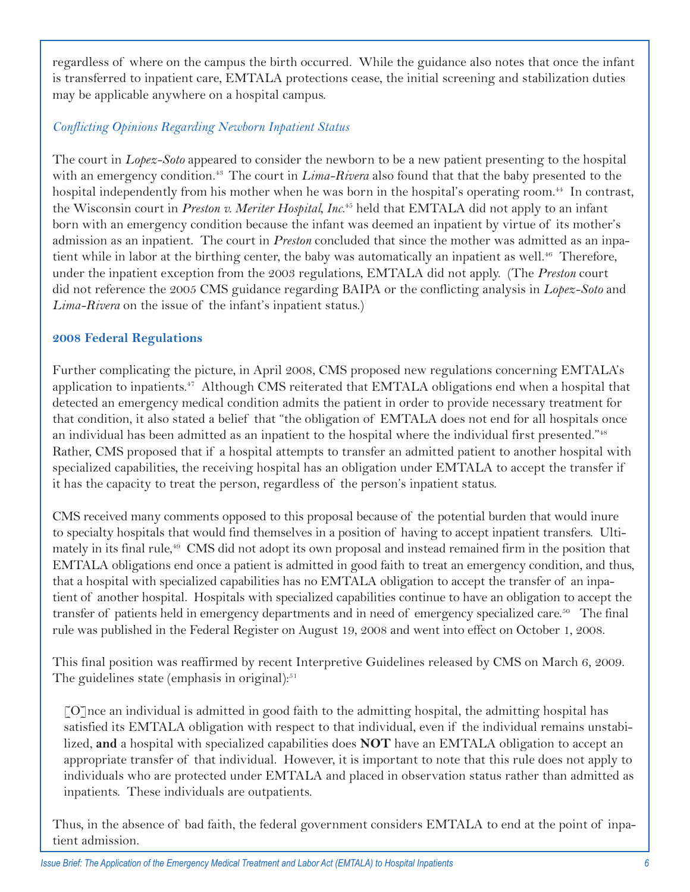regardless of where on the campus the birth occurred. While the guidance also notes that once the infant is transferred to inpatient care, EMTALA protections cease, the initial screening and stabilization duties may be applicable anywhere on a hospital campus.

### *Conflicting Opinions Regarding Newborn Inpatient Status*

The court in *Lopez-Soto* appeared to consider the newborn to be a new patient presenting to the hospital with an emergency condition.[43] The court in *Lima-Rivera* also found that that the baby presented to the hospital independently from his mother when he was born in the hospital's operating room.[44] In contrast, the Wisconsin court in *Preston v. Meriter Hospital, Inc.*[45] held that EMTALA did not apply to an infant born with an emergency condition because the infant was deemed an inpatient by virtue of its mother's admission as an inpatient. The court in *Preston* concluded that since the mother was admitted as an inpatient while in labor at the birthing center, the baby was automatically an inpatient as well.[46] Therefore, under the inpatient exception from the 2003 regulations, EMTALA did not apply. (The *Preston* court did not reference the 2005 CMS guidance regarding BAIPA or the conflicting analysis in *Lopez-Soto* and *Lima-Rivera* on the issue of the infant's inpatient status.)

## 2008 Federal Regulations

Further complicating the picture, in April 2008, CMS proposed new regulations concerning EMTALA's application to inpatients.[47] Although CMS reiterated that EMTALA obligations end when a hospital that detected an emergency medical condition admits the patient in order to provide necessary treatment for that condition, it also stated a belief that "the obligation of EMTALA does not end for all hospitals once an individual has been admitted as an inpatient to the hospital where the individual first presented."[48] Rather, CMS proposed that if a hospital attempts to transfer an admitted patient to another hospital with specialized capabilities, the receiving hospital has an obligation under EMTALA to accept the transfer if it has the capacity to treat the person, regardless of the person's inpatient status.

CMS received many comments opposed to this proposal because of the potential burden that would inure to specialty hospitals that would find themselves in a position of having to accept inpatient transfers. Ultimately in its final rule,[49] CMS did not adopt its own proposal and instead remained firm in the position that EMTALA obligations end once a patient is admitted in good faith to treat an emergency condition, and thus, that a hospital with specialized capabilities has no EMTALA obligation to accept the transfer of an inpatient of another hospital. Hospitals with specialized capabilities continue to have an obligation to accept the transfer of patients held in emergency departments and in need of emergency specialized care.[50] The final rule was published in the Federal Register on August 19, 2008 and went into effect on October 1, 2008.

This final position was reaffirmed by recent Interpretive Guidelines released by CMS on March 6, 2009. The guidelines state (emphasis in original):[51]

> [O]nce an individual is admitted in good faith to the admitting hospital, the admitting hospital has satisfied its EMTALA obligation with respect to that individual, even if the individual remains unstabilized, **and** a hospital with specialized capabilities does **NOT** have an EMTALA obligation to accept an appropriate transfer of that individual. However, it is important to note that this rule does not apply to individuals who are protected under EMTALA and placed in observation status rather than admitted as inpatients. These individuals are outpatients.

Thus, in the absence of bad faith, the federal government considers EMTALA to end at the point of inpatient admission.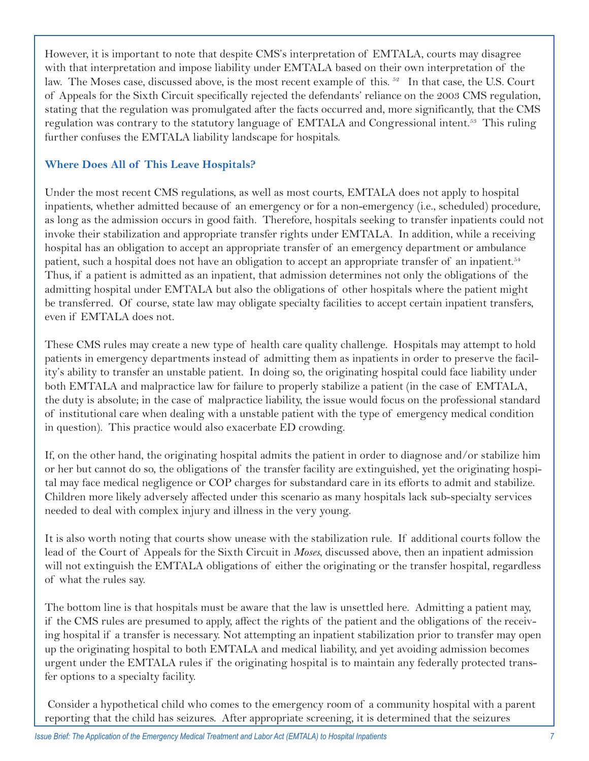However, it is important to note that despite CMS's interpretation of EMTALA, courts may disagree with that interpretation and impose liability under EMTALA based on their own interpretation of the law. The Moses case, discussed above, is the most recent example of this. [52] In that case, the U.S. Court of Appeals for the Sixth Circuit specifically rejected the defendants' reliance on the 2003 CMS regulation, stating that the regulation was promulgated after the facts occurred and, more significantly, that the CMS regulation was contrary to the statutory language of EMTALA and Congressional intent.[53] This ruling further confuses the EMTALA liability landscape for hospitals.

### Where Does All of This Leave Hospitals?

Under the most recent CMS regulations, as well as most courts, EMTALA does not apply to hospital inpatients, whether admitted because of an emergency or for a non-emergency (i.e., scheduled) procedure, as long as the admission occurs in good faith. Therefore, hospitals seeking to transfer inpatients could not invoke their stabilization and appropriate transfer rights under EMTALA. In addition, while a receiving hospital has an obligation to accept an appropriate transfer of an emergency department or ambulance patient, such a hospital does not have an obligation to accept an appropriate transfer of an inpatient.[54] Thus, if a patient is admitted as an inpatient, that admission determines not only the obligations of the admitting hospital under EMTALA but also the obligations of other hospitals where the patient might be transferred. Of course, state law may obligate specialty facilities to accept certain inpatient transfers, even if EMTALA does not.

These CMS rules may create a new type of health care quality challenge. Hospitals may attempt to hold patients in emergency departments instead of admitting them as inpatients in order to preserve the facility's ability to transfer an unstable patient. In doing so, the originating hospital could face liability under both EMTALA and malpractice law for failure to properly stabilize a patient (in the case of EMTALA, the duty is absolute; in the case of malpractice liability, the issue would focus on the professional standard of institutional care when dealing with a unstable patient with the type of emergency medical condition in question). This practice would also exacerbate ED crowding.

If, on the other hand, the originating hospital admits the patient in order to diagnose and/or stabilize him or her but cannot do so, the obligations of the transfer facility are extinguished, yet the originating hospital may face medical negligence or COP charges for substandard care in its efforts to admit and stabilize. Children more likely adversely affected under this scenario as many hospitals lack sub-specialty services needed to deal with complex injury and illness in the very young.

It is also worth noting that courts show unease with the stabilization rule. If additional courts follow the lead of the Court of Appeals for the Sixth Circuit in *Moses*, discussed above, then an inpatient admission will not extinguish the EMTALA obligations of either the originating or the transfer hospital, regardless of what the rules say.

The bottom line is that hospitals must be aware that the law is unsettled here. Admitting a patient may, if the CMS rules are presumed to apply, affect the rights of the patient and the obligations of the receiving hospital if a transfer is necessary. Not attempting an inpatient stabilization prior to transfer may open up the originating hospital to both EMTALA and medical liability, and yet avoiding admission becomes urgent under the EMTALA rules if the originating hospital is to maintain any federally protected transfer options to a specialty facility.

Consider a hypothetical child who comes to the emergency room of a community hospital with a parent reporting that the child has seizures. After appropriate screening, it is determined that the seizures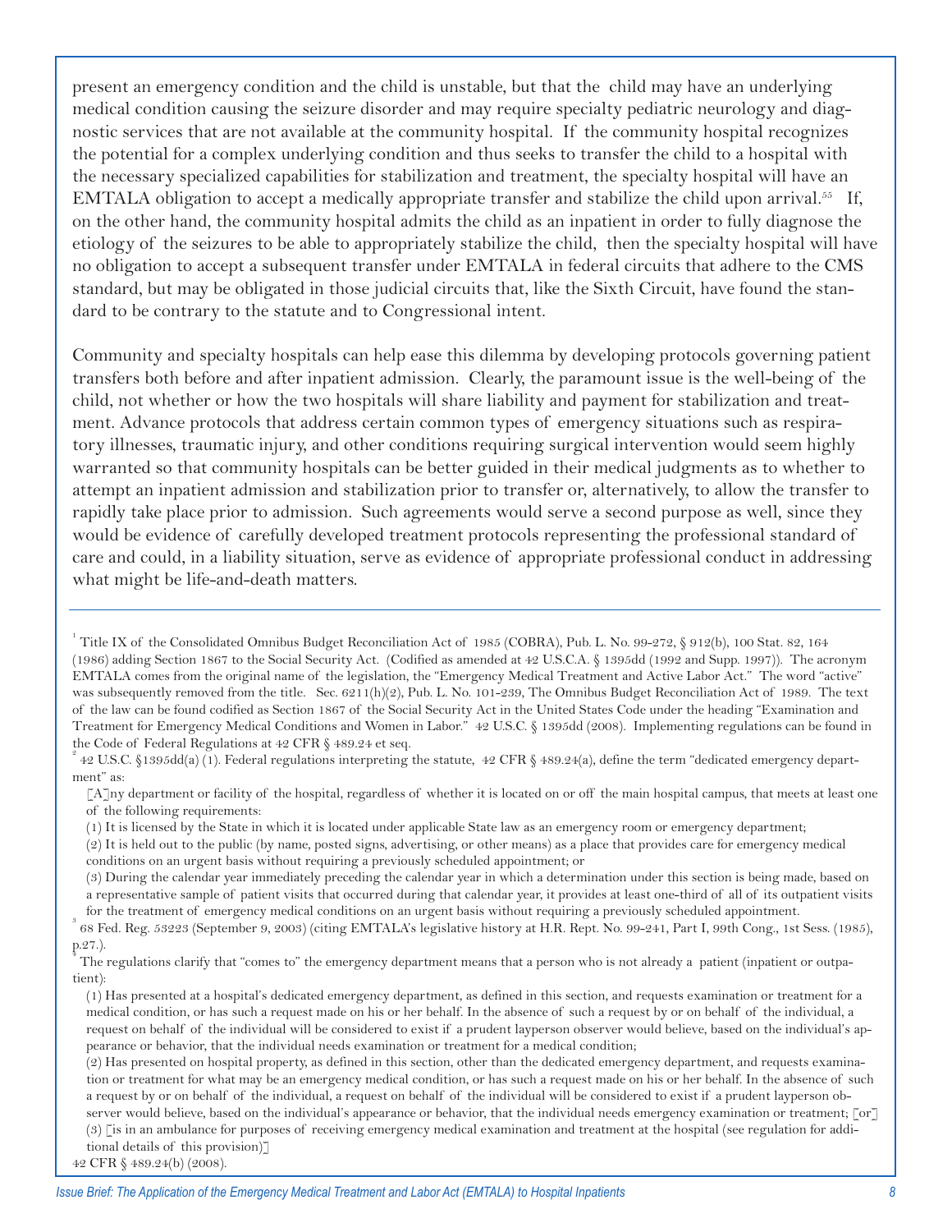present an emergency condition and the child is unstable, but that the child may have an underlying medical condition causing the seizure disorder and may require specialty pediatric neurology and diagnostic services that are not available at the community hospital. If the community hospital recognizes the potential for a complex underlying condition and thus seeks to transfer the child to a hospital with the necessary specialized capabilities for stabilization and treatment, the specialty hospital will have an EMTALA obligation to accept a medically appropriate transfer and stabilize the child upon arrival.[55] If, on the other hand, the community hospital admits the child as an inpatient in order to fully diagnose the etiology of the seizures to be able to appropriately stabilize the child, then the specialty hospital will have no obligation to accept a subsequent transfer under EMTALA in federal circuits that adhere to the CMS standard, but may be obligated in those judicial circuits that, like the Sixth Circuit, have found the standard to be contrary to the statute and to Congressional intent.

Community and specialty hospitals can help ease this dilemma by developing protocols governing patient transfers both before and after inpatient admission. Clearly, the paramount issue is the well-being of the child, not whether or how the two hospitals will share liability and payment for stabilization and treatment. Advance protocols that address certain common types of emergency situations such as respiratory illnesses, traumatic injury, and other conditions requiring surgical intervention would seem highly warranted so that community hospitals can be better guided in their medical judgments as to whether to attempt an inpatient admission and stabilization prior to transfer or, alternatively, to allow the transfer to rapidly take place prior to admission. Such agreements would serve a second purpose as well, since they would be evidence of carefully developed treatment protocols representing the professional standard of care and could, in a liability situation, serve as evidence of appropriate professional conduct in addressing what might be life-and-death matters.

---

[1] Title IX of the Consolidated Omnibus Budget Reconciliation Act of 1985 (COBRA), Pub. L. No. 99-272, § 912(b), 100 Stat. 82, 164 (1986) adding Section 1867 to the Social Security Act. (Codified as amended at 42 U.S.C.A. § 1395dd (1992 and Supp. 1997)). The acronym EMTALA comes from the original name of the legislation, the "Emergency Medical Treatment and Active Labor Act." The word "active" was subsequently removed from the title. Sec. 6211(h)(2), Pub. L. No. 101-239, The Omnibus Budget Reconciliation Act of 1989. The text of the law can be found codified as Section 1867 of the Social Security Act in the United States Code under the heading "Examination and Treatment for Emergency Medical Conditions and Women in Labor." 42 U.S.C. § 1395dd (2008). Implementing regulations can be found in the Code of Federal Regulations at 42 CFR § 489.24 et seq.

[2] 42 U.S.C. §1395dd(a) (1). Federal regulations interpreting the statute, 42 CFR § 489.24(a), define the term "dedicated emergency department" as:

> [A]ny department or facility of the hospital, regardless of whether it is located on or off the main hospital campus, that meets at least one of the following requirements:
>
> (1) It is licensed by the State in which it is located under applicable State law as an emergency room or emergency department;
>
> (2) It is held out to the public (by name, posted signs, advertising, or other means) as a place that provides care for emergency medical conditions on an urgent basis without requiring a previously scheduled appointment; or
>
> (3) During the calendar year immediately preceding the calendar year in which a determination under this section is being made, based on a representative sample of patient visits that occurred during that calendar year, it provides at least one-third of all of its outpatient visits for the treatment of emergency medical conditions on an urgent basis without requiring a previously scheduled appointment.

[3] 68 Fed. Reg. 53223 (September 9, 2003) (citing EMTALA's legislative history at H.R. Rept. No. 99-241, Part I, 99th Cong., 1st Sess. (1985), p.27.).

[4] The regulations clarify that "comes to" the emergency department means that a person who is not already a patient (inpatient or outpatient):

> (1) Has presented at a hospital's dedicated emergency department, as defined in this section, and requests examination or treatment for a medical condition, or has such a request made on his or her behalf. In the absence of such a request by or on behalf of the individual, a request on behalf of the individual will be considered to exist if a prudent layperson observer would believe, based on the individual's appearance or behavior, that the individual needs examination or treatment for a medical condition;
>
> (2) Has presented on hospital property, as defined in this section, other than the dedicated emergency department, and requests examination or treatment for what may be an emergency medical condition, or has such a request made on his or her behalf. In the absence of such a request by or on behalf of the individual, a request on behalf of the individual will be considered to exist if a prudent layperson observer would believe, based on the individual's appearance or behavior, that the individual needs emergency examination or treatment; [or]
>
> (3) [is in an ambulance for purposes of receiving emergency medical examination and treatment at the hospital (see regulation for additional details of this provision)]

42 CFR § 489.24(b) (2008).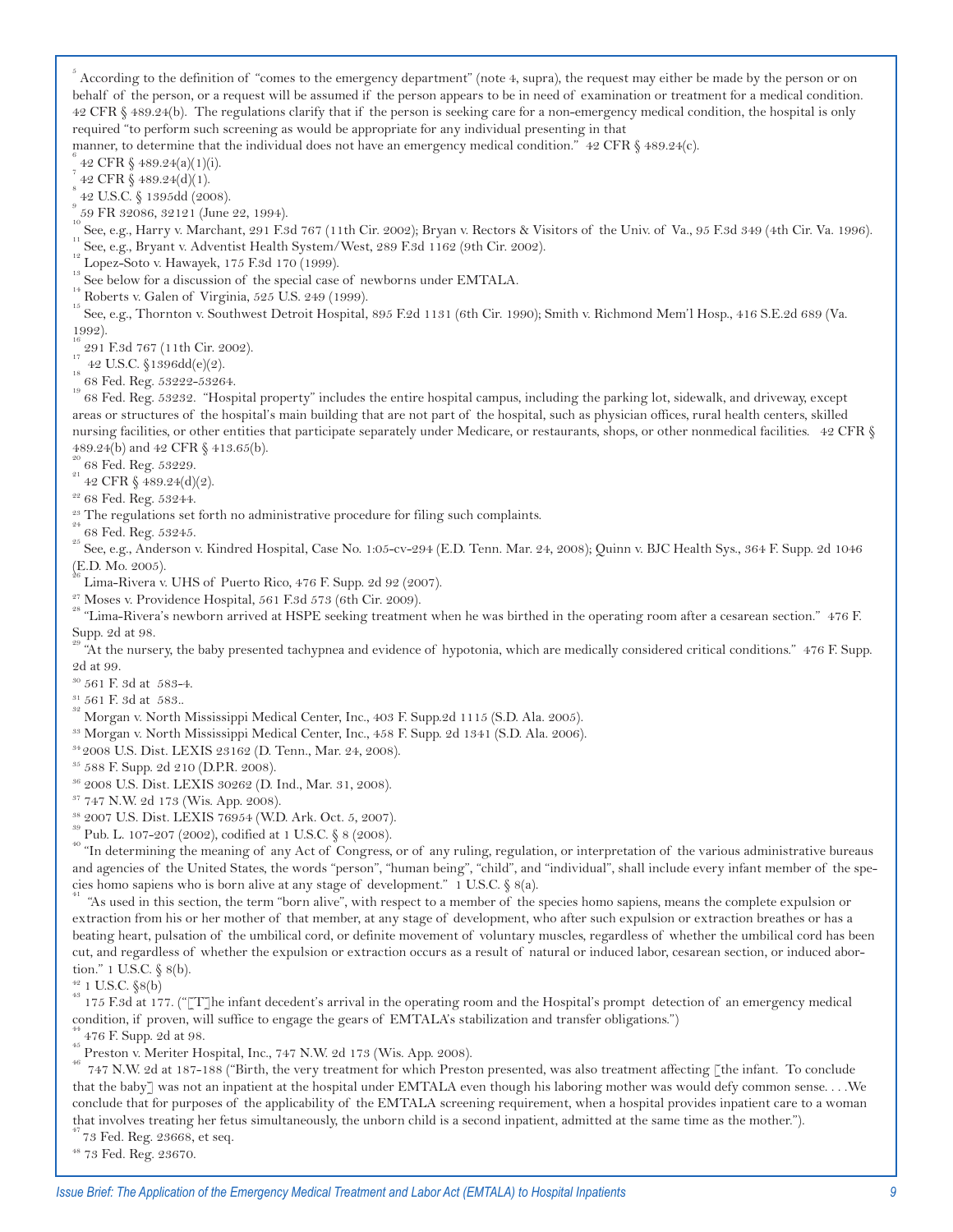[5] According to the definition of "comes to the emergency department" (note 4, supra), the request may either be made by the person or on behalf of the person, or a request will be assumed if the person appears to be in need of examination or treatment for a medical condition. 42 CFR § 489.24(b). The regulations clarify that if the person is seeking care for a non-emergency medical condition, the hospital is only required "to perform such screening as would be appropriate for any individual presenting in that manner, to determine that the individual does not have an emergency medical condition." 42 CFR § 489.24(c).

[6] 42 CFR § 489.24(a)(1)(i).

[7] 42 CFR § 489.24(d)(1).

[8] 42 U.S.C. § 1395dd (2008).

[9] 59 FR 32086, 32121 (June 22, 1994).

[10] See, e.g., Harry v. Marchant, 291 F.3d 767 (11th Cir. 2002); Bryan v. Rectors & Visitors of the Univ. of Va., 95 F.3d 349 (4th Cir. Va. 1996).

[11] See, e.g., Bryant v. Adventist Health System/West, 289 F.3d 1162 (9th Cir. 2002).

[12] Lopez-Soto v. Hawayek, 175 F.3d 170 (1999).

[13] See below for a discussion of the special case of newborns under EMTALA.

[14] Roberts v. Galen of Virginia, 525 U.S. 249 (1999).

[15] See, e.g., Thornton v. Southwest Detroit Hospital, 895 F.2d 1131 (6th Cir. 1990); Smith v. Richmond Mem'l Hosp., 416 S.E.2d 689 (Va. 1992).

[16] 291 F.3d 767 (11th Cir. 2002).

[17] 42 U.S.C. §1396dd(e)(2).

[18] 68 Fed. Reg. 53222-53264.

[19] 68 Fed. Reg. 53232. "Hospital property" includes the entire hospital campus, including the parking lot, sidewalk, and driveway, except areas or structures of the hospital's main building that are not part of the hospital, such as physician offices, rural health centers, skilled nursing facilities, or other entities that participate separately under Medicare, or restaurants, shops, or other nonmedical facilities. 42 CFR § 489.24(b) and 42 CFR § 413.65(b).

[20] 68 Fed. Reg. 53229.

[21] 42 CFR § 489.24(d)(2).

[22] 68 Fed. Reg. 53244.

[23] The regulations set forth no administrative procedure for filing such complaints.

[24] 68 Fed. Reg. 53245.

[25] See, e.g., Anderson v. Kindred Hospital, Case No. 1:05-cv-294 (E.D. Tenn. Mar. 24, 2008); Quinn v. BJC Health Sys., 364 F. Supp. 2d 1046 (E.D. Mo. 2005).

[26] Lima-Rivera v. UHS of Puerto Rico, 476 F. Supp. 2d 92 (2007).

[27] Moses v. Providence Hospital, 561 F.3d 573 (6th Cir. 2009).

[28] "Lima-Rivera's newborn arrived at HSPE seeking treatment when he was birthed in the operating room after a cesarean section." 476 F. Supp. 2d at 98.

[29] "At the nursery, the baby presented tachypnea and evidence of hypotonia, which are medically considered critical conditions." 476 F. Supp. 2d at 99.

[30] 561 F. 3d at 583-4.

[31] 561 F. 3d at 583..

[32] Morgan v. North Mississippi Medical Center, Inc., 403 F. Supp.2d 1115 (S.D. Ala. 2005).

[33] Morgan v. North Mississippi Medical Center, Inc., 458 F. Supp. 2d 1341 (S.D. Ala. 2006).

[34] 2008 U.S. Dist. LEXIS 23162 (D. Tenn., Mar. 24, 2008).

[35] 588 F. Supp. 2d 210 (D.P.R. 2008).

[36] 2008 U.S. Dist. LEXIS 30262 (D. Ind., Mar. 31, 2008).

[37] 747 N.W. 2d 173 (Wis. App. 2008).

[38] 2007 U.S. Dist. LEXIS 76954 (W.D. Ark. Oct. 5, 2007).

[39] Pub. L. 107-207 (2002), codified at 1 U.S.C. § 8 (2008).

[40] "In determining the meaning of any Act of Congress, or of any ruling, regulation, or interpretation of the various administrative bureaus and agencies of the United States, the words "person", "human being", "child", and "individual", shall include every infant member of the species homo sapiens who is born alive at any stage of development." 1 U.S.C. § 8(a).

[41] "As used in this section, the term "born alive", with respect to a member of the species homo sapiens, means the complete expulsion or extraction from his or her mother of that member, at any stage of development, who after such expulsion or extraction breathes or has a beating heart, pulsation of the umbilical cord, or definite movement of voluntary muscles, regardless of whether the umbilical cord has been cut, and regardless of whether the expulsion or extraction occurs as a result of natural or induced labor, cesarean section, or induced abortion." 1 U.S.C. § 8(b).

[42] 1 U.S.C. §8(b)

[43] 175 F.3d at 177. ("[T]he infant decedent's arrival in the operating room and the Hospital's prompt detection of an emergency medical condition, if proven, will suffice to engage the gears of EMTALA's stabilization and transfer obligations.")

[44] 476 F. Supp. 2d at 98.

[45] Preston v. Meriter Hospital, Inc., 747 N.W. 2d 173 (Wis. App. 2008).

[46] 747 N.W. 2d at 187-188 ("Birth, the very treatment for which Preston presented, was also treatment affecting [the infant. To conclude that the baby] was not an inpatient at the hospital under EMTALA even though his laboring mother was would defy common sense. . . .We conclude that for purposes of the applicability of the EMTALA screening requirement, when a hospital provides inpatient care to a woman that involves treating her fetus simultaneously, the unborn child is a second inpatient, admitted at the same time as the mother.").

[47] 73 Fed. Reg. 23668, et seq.

[48] 73 Fed. Reg. 23670.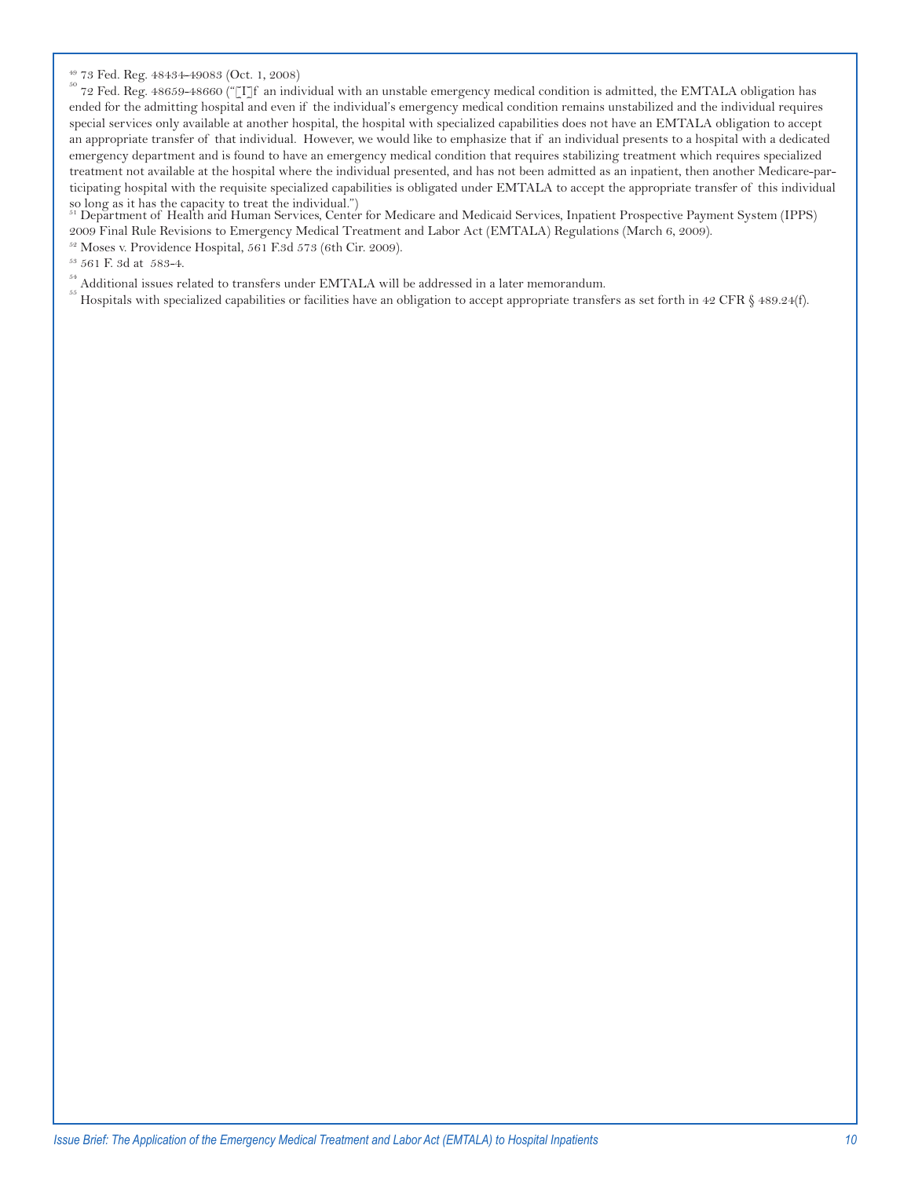[49] 73 Fed. Reg. 48434-49083 (Oct. 1, 2008)

[50] 72 Fed. Reg. 48659-48660 ("[I]f an individual with an unstable emergency medical condition is admitted, the EMTALA obligation has ended for the admitting hospital and even if the individual's emergency medical condition remains unstabilized and the individual requires special services only available at another hospital, the hospital with specialized capabilities does not have an EMTALA obligation to accept an appropriate transfer of that individual. However, we would like to emphasize that if an individual presents to a hospital with a dedicated emergency department and is found to have an emergency medical condition that requires stabilizing treatment which requires specialized treatment not available at the hospital where the individual presented, and has not been admitted as an inpatient, then another Medicare-participating hospital with the requisite specialized capabilities is obligated under EMTALA to accept the appropriate transfer of this individual so long as it has the capacity to treat the individual.")

[51] Department of Health and Human Services, Center for Medicare and Medicaid Services, Inpatient Prospective Payment System (IPPS) 2009 Final Rule Revisions to Emergency Medical Treatment and Labor Act (EMTALA) Regulations (March 6, 2009).

[52] Moses v. Providence Hospital, 561 F.3d 573 (6th Cir. 2009).

[53] 561 F. 3d at 583-4.

[54] Additional issues related to transfers under EMTALA will be addressed in a later memorandum.

[55] Hospitals with specialized capabilities or facilities have an obligation to accept appropriate transfers as set forth in 42 CFR § 489.24(f).